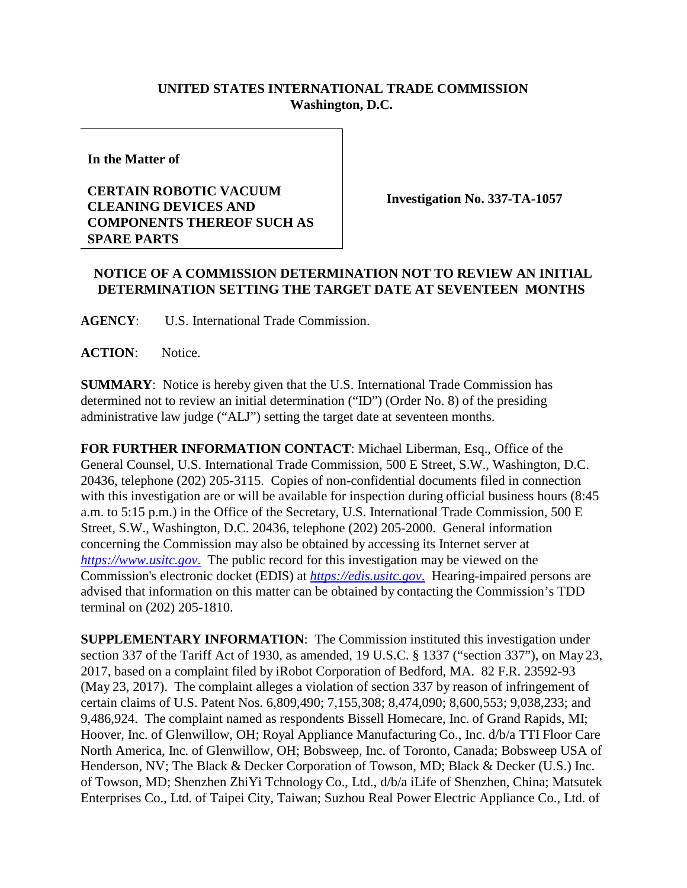**UNITED STATES INTERNATIONAL TRADE COMMISSION**
**Washington, D.C.**

**In the Matter of**

**CERTAIN ROBOTIC VACUUM CLEANING DEVICES AND COMPONENTS THEREOF SUCH AS SPARE PARTS**

**Investigation No. 337-TA-1057**

**NOTICE OF A COMMISSION DETERMINATION NOT TO REVIEW AN INITIAL DETERMINATION SETTING THE TARGET DATE AT SEVENTEEN MONTHS**

**AGENCY**: U.S. International Trade Commission.

**ACTION**: Notice.

**SUMMARY**: Notice is hereby given that the U.S. International Trade Commission has determined not to review an initial determination ("ID") (Order No. 8) of the presiding administrative law judge ("ALJ") setting the target date at seventeen months.

**FOR FURTHER INFORMATION CONTACT**: Michael Liberman, Esq., Office of the General Counsel, U.S. International Trade Commission, 500 E Street, S.W., Washington, D.C. 20436, telephone (202) 205-3115. Copies of non-confidential documents filed in connection with this investigation are or will be available for inspection during official business hours (8:45 a.m. to 5:15 p.m.) in the Office of the Secretary, U.S. International Trade Commission, 500 E Street, S.W., Washington, D.C. 20436, telephone (202) 205-2000. General information concerning the Commission may also be obtained by accessing its Internet server at *https://www.usitc.gov.* The public record for this investigation may be viewed on the Commission's electronic docket (EDIS) at *https://edis.usitc.gov.* Hearing-impaired persons are advised that information on this matter can be obtained by contacting the Commission's TDD terminal on (202) 205-1810.

**SUPPLEMENTARY INFORMATION**: The Commission instituted this investigation under section 337 of the Tariff Act of 1930, as amended, 19 U.S.C. § 1337 ("section 337"), on May 23, 2017, based on a complaint filed by iRobot Corporation of Bedford, MA. 82 F.R. 23592-93 (May 23, 2017). The complaint alleges a violation of section 337 by reason of infringement of certain claims of U.S. Patent Nos. 6,809,490; 7,155,308; 8,474,090; 8,600,553; 9,038,233; and 9,486,924. The complaint named as respondents Bissell Homecare, Inc. of Grand Rapids, MI; Hoover, Inc. of Glenwillow, OH; Royal Appliance Manufacturing Co., Inc. d/b/a TTI Floor Care North America, Inc. of Glenwillow, OH; Bobsweep, Inc. of Toronto, Canada; Bobsweep USA of Henderson, NV; The Black & Decker Corporation of Towson, MD; Black & Decker (U.S.) Inc. of Towson, MD; Shenzhen ZhiYi Tchnology Co., Ltd., d/b/a iLife of Shenzhen, China; Matsutek Enterprises Co., Ltd. of Taipei City, Taiwan; Suzhou Real Power Electric Appliance Co., Ltd. of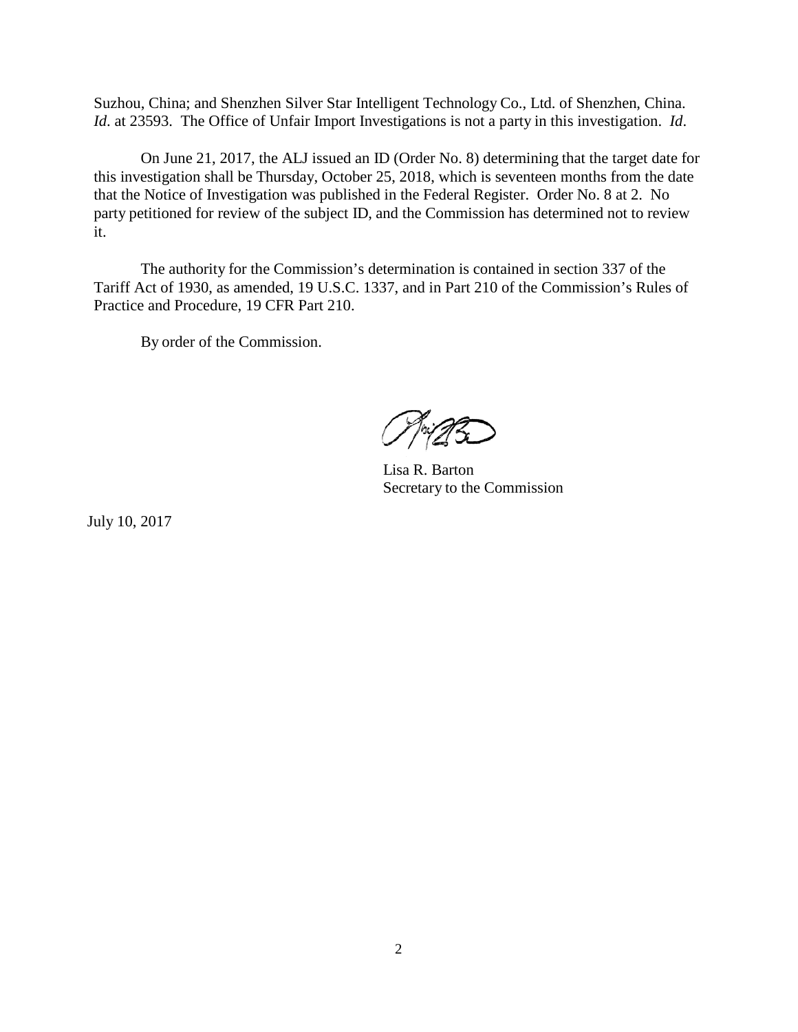Suzhou, China; and Shenzhen Silver Star Intelligent Technology Co., Ltd. of Shenzhen, China. *Id*. at 23593. The Office of Unfair Import Investigations is not a party in this investigation. *Id*.

On June 21, 2017, the ALJ issued an ID (Order No. 8) determining that the target date for this investigation shall be Thursday, October 25, 2018, which is seventeen months from the date that the Notice of Investigation was published in the Federal Register. Order No. 8 at 2. No party petitioned for review of the subject ID, and the Commission has determined not to review it.

The authority for the Commission's determination is contained in section 337 of the Tariff Act of 1930, as amended, 19 U.S.C. 1337, and in Part 210 of the Commission's Rules of Practice and Procedure, 19 CFR Part 210.

By order of the Commission.

Lisa R. Barton
Secretary to the Commission

July 10, 2017